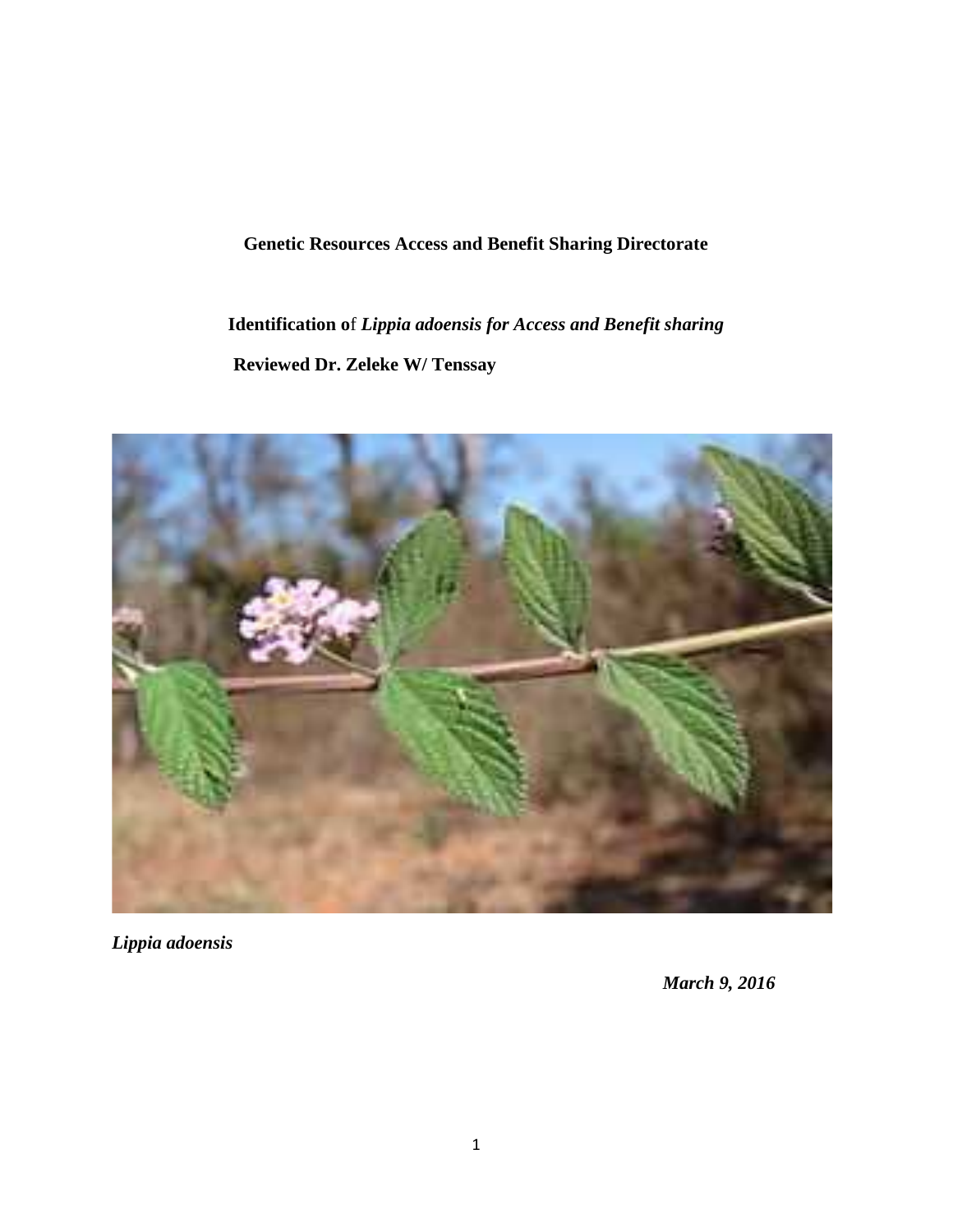**Genetic Resources Access and Benefit Sharing Directorate**

**Identification o**f ***Lippia adoensis for Access and Benefit sharing***

**Reviewed Dr. Zeleke W/ Tenssay**

***Lippia adoensis***

***March 9, 2016***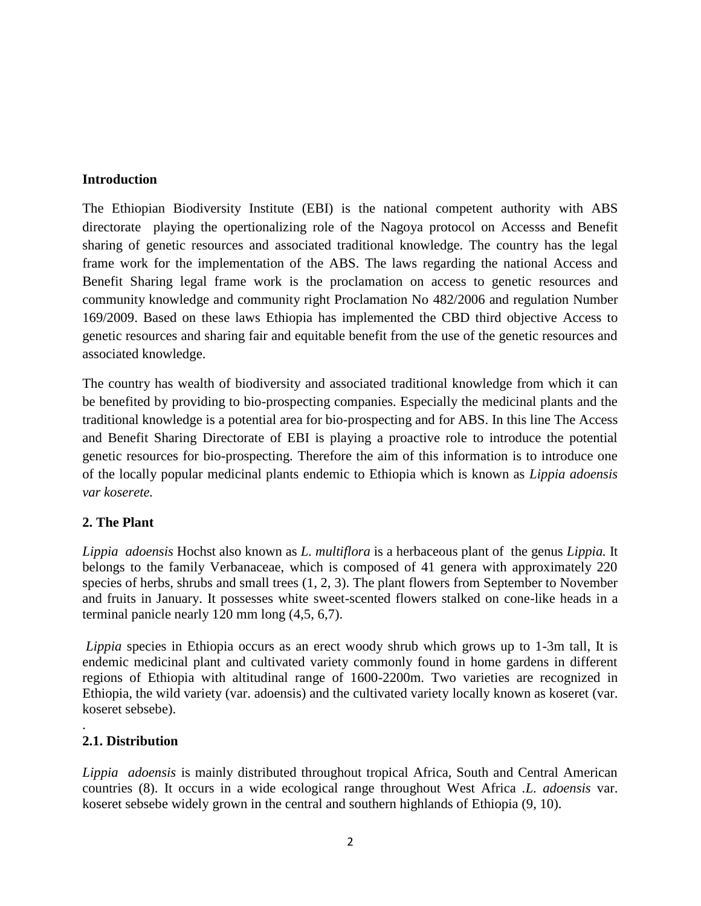## Introduction

The Ethiopian Biodiversity Institute (EBI) is the national competent authority with ABS directorate playing the opertionalizing role of the Nagoya protocol on Accesss and Benefit sharing of genetic resources and associated traditional knowledge. The country has the legal frame work for the implementation of the ABS. The laws regarding the national Access and Benefit Sharing legal frame work is the proclamation on access to genetic resources and community knowledge and community right Proclamation No 482/2006 and regulation Number 169/2009. Based on these laws Ethiopia has implemented the CBD third objective Access to genetic resources and sharing fair and equitable benefit from the use of the genetic resources and associated knowledge.

The country has wealth of biodiversity and associated traditional knowledge from which it can be benefited by providing to bio-prospecting companies. Especially the medicinal plants and the traditional knowledge is a potential area for bio-prospecting and for ABS. In this line The Access and Benefit Sharing Directorate of EBI is playing a proactive role to introduce the potential genetic resources for bio-prospecting. Therefore the aim of this information is to introduce one of the locally popular medicinal plants endemic to Ethiopia which is known as *Lippia adoensis var koserete.*

## 2. The Plant

*Lippia adoensis* Hochst also known as *L. multiflora* is a herbaceous plant of the genus *Lippia.* It belongs to the family Verbanaceae, which is composed of 41 genera with approximately 220 species of herbs, shrubs and small trees (1, 2, 3). The plant flowers from September to November and fruits in January. It possesses white sweet-scented flowers stalked on cone-like heads in a terminal panicle nearly 120 mm long (4,5, 6,7).

*Lippia* species in Ethiopia occurs as an erect woody shrub which grows up to 1-3m tall, It is endemic medicinal plant and cultivated variety commonly found in home gardens in different regions of Ethiopia with altitudinal range of 1600-2200m. Two varieties are recognized in Ethiopia, the wild variety (var. adoensis) and the cultivated variety locally known as koseret (var. koseret sebsebe).

.

### 2.1. Distribution

*Lippia adoensis* is mainly distributed throughout tropical Africa, South and Central American countries (8). It occurs in a wide ecological range throughout West Africa .*L. adoensis* var. koseret sebsebe widely grown in the central and southern highlands of Ethiopia (9, 10).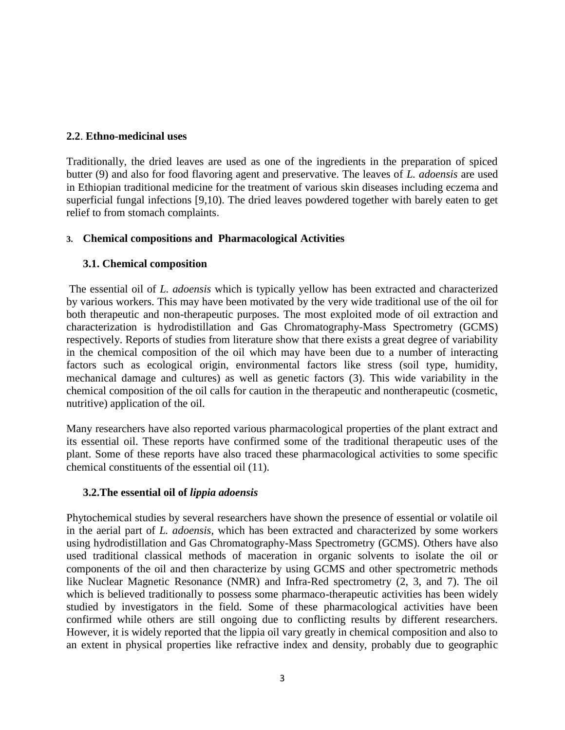### 2.2. Ethno-medicinal uses

Traditionally, the dried leaves are used as one of the ingredients in the preparation of spiced butter (9) and also for food flavoring agent and preservative. The leaves of *L. adoensis* are used in Ethiopian traditional medicine for the treatment of various skin diseases including eczema and superficial fungal infections [9,10). The dried leaves powdered together with barely eaten to get relief to from stomach complaints.

## 3. Chemical compositions and Pharmacological Activities

### 3.1. Chemical composition

The essential oil of *L. adoensis* which is typically yellow has been extracted and characterized by various workers. This may have been motivated by the very wide traditional use of the oil for both therapeutic and non-therapeutic purposes. The most exploited mode of oil extraction and characterization is hydrodistillation and Gas Chromatography-Mass Spectrometry (GCMS) respectively. Reports of studies from literature show that there exists a great degree of variability in the chemical composition of the oil which may have been due to a number of interacting factors such as ecological origin, environmental factors like stress (soil type, humidity, mechanical damage and cultures) as well as genetic factors (3). This wide variability in the chemical composition of the oil calls for caution in the therapeutic and nontherapeutic (cosmetic, nutritive) application of the oil.

Many researchers have also reported various pharmacological properties of the plant extract and its essential oil. These reports have confirmed some of the traditional therapeutic uses of the plant. Some of these reports have also traced these pharmacological activities to some specific chemical constituents of the essential oil (11).

### 3.2.The essential oil of *lippia adoensis*

Phytochemical studies by several researchers have shown the presence of essential or volatile oil in the aerial part of *L. adoensis*, which has been extracted and characterized by some workers using hydrodistillation and Gas Chromatography-Mass Spectrometry (GCMS). Others have also used traditional classical methods of maceration in organic solvents to isolate the oil or components of the oil and then characterize by using GCMS and other spectrometric methods like Nuclear Magnetic Resonance (NMR) and Infra-Red spectrometry (2, 3, and 7). The oil which is believed traditionally to possess some pharmaco-therapeutic activities has been widely studied by investigators in the field. Some of these pharmacological activities have been confirmed while others are still ongoing due to conflicting results by different researchers. However, it is widely reported that the lippia oil vary greatly in chemical composition and also to an extent in physical properties like refractive index and density, probably due to geographic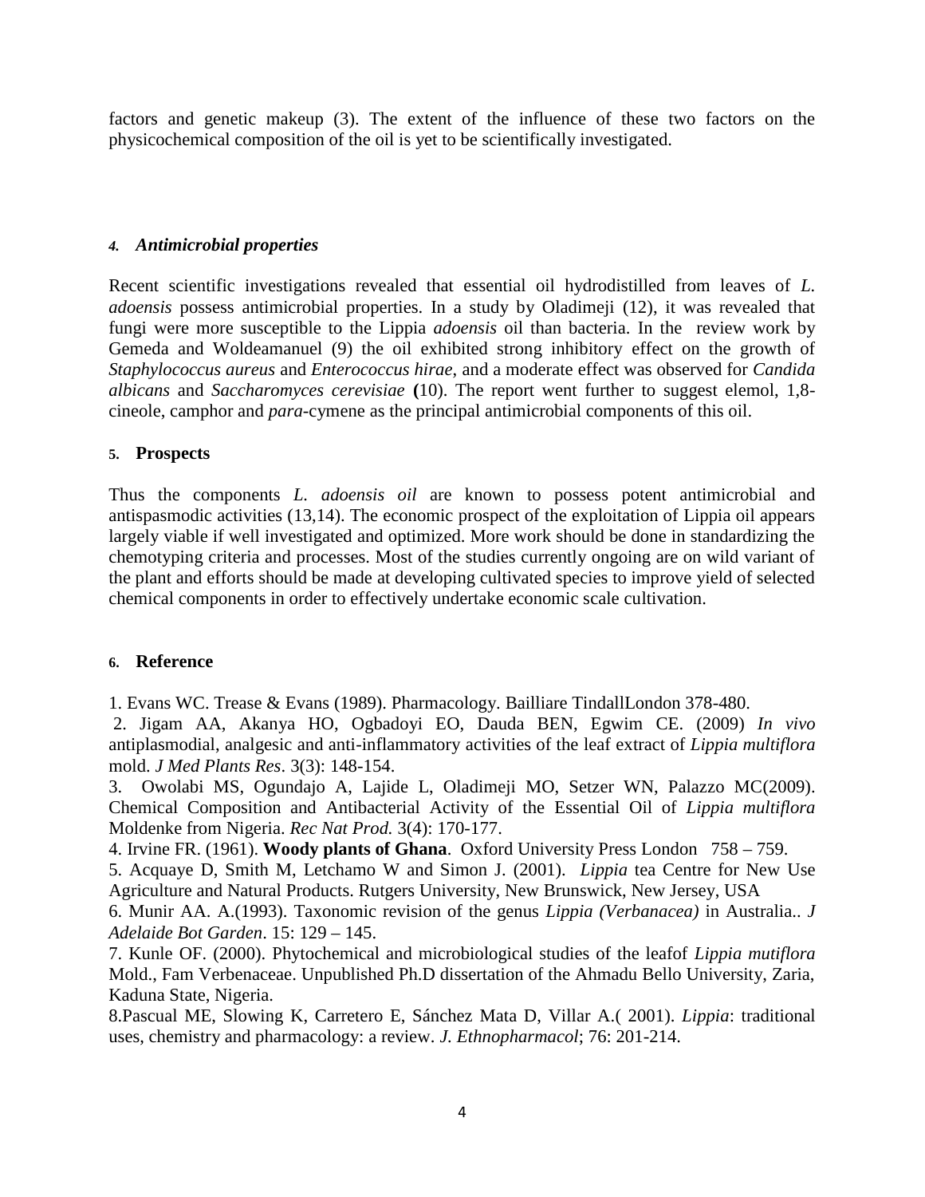factors and genetic makeup (3). The extent of the influence of these two factors on the physicochemical composition of the oil is yet to be scientifically investigated.

### *4. Antimicrobial properties*

Recent scientific investigations revealed that essential oil hydrodistilled from leaves of *L. adoensis* possess antimicrobial properties. In a study by Oladimeji (12), it was revealed that fungi were more susceptible to the Lippia *adoensis* oil than bacteria. In the review work by Gemeda and Woldeamanuel (9) the oil exhibited strong inhibitory effect on the growth of *Staphylococcus aureus* and *Enterococcus hirae*, and a moderate effect was observed for *Candida albicans* and *Saccharomyces cerevisiae* **(**10). The report went further to suggest elemol, 1,8-cineole, camphor and *para*-cymene as the principal antimicrobial components of this oil.

### 5. Prospects

Thus the components *L. adoensis oil* are known to possess potent antimicrobial and antispasmodic activities (13,14). The economic prospect of the exploitation of Lippia oil appears largely viable if well investigated and optimized. More work should be done in standardizing the chemotyping criteria and processes. Most of the studies currently ongoing are on wild variant of the plant and efforts should be made at developing cultivated species to improve yield of selected chemical components in order to effectively undertake economic scale cultivation.

### 6. Reference

1. Evans WC. Trease & Evans (1989). Pharmacology. Bailliare TindallLondon 378-480.

2. Jigam AA, Akanya HO, Ogbadoyi EO, Dauda BEN, Egwim CE. (2009) *In vivo* antiplasmodial, analgesic and anti-inflammatory activities of the leaf extract of *Lippia multiflora* mold. *J Med Plants Res*. 3(3): 148-154.

3. Owolabi MS, Ogundajo A, Lajide L, Oladimeji MO, Setzer WN, Palazzo MC(2009). Chemical Composition and Antibacterial Activity of the Essential Oil of *Lippia multiflora* Moldenke from Nigeria. *Rec Nat Prod.* 3(4): 170-177.

4. Irvine FR. (1961). **Woody plants of Ghana**. Oxford University Press London 758 – 759.

5. Acquaye D, Smith M, Letchamo W and Simon J. (2001). *Lippia* tea Centre for New Use Agriculture and Natural Products. Rutgers University, New Brunswick, New Jersey, USA

6. Munir AA. A.(1993). Taxonomic revision of the genus *Lippia (Verbanacea)* in Australia.. *J Adelaide Bot Garden*. 15: 129 – 145.

7. Kunle OF. (2000). Phytochemical and microbiological studies of the leafof *Lippia mutiflora* Mold., Fam Verbenaceae. Unpublished Ph.D dissertation of the Ahmadu Bello University, Zaria, Kaduna State, Nigeria.

8.Pascual ME, Slowing K, Carretero E, Sánchez Mata D, Villar A.( 2001). *Lippia*: traditional uses, chemistry and pharmacology: a review. *J. Ethnopharmacol*; 76: 201-214.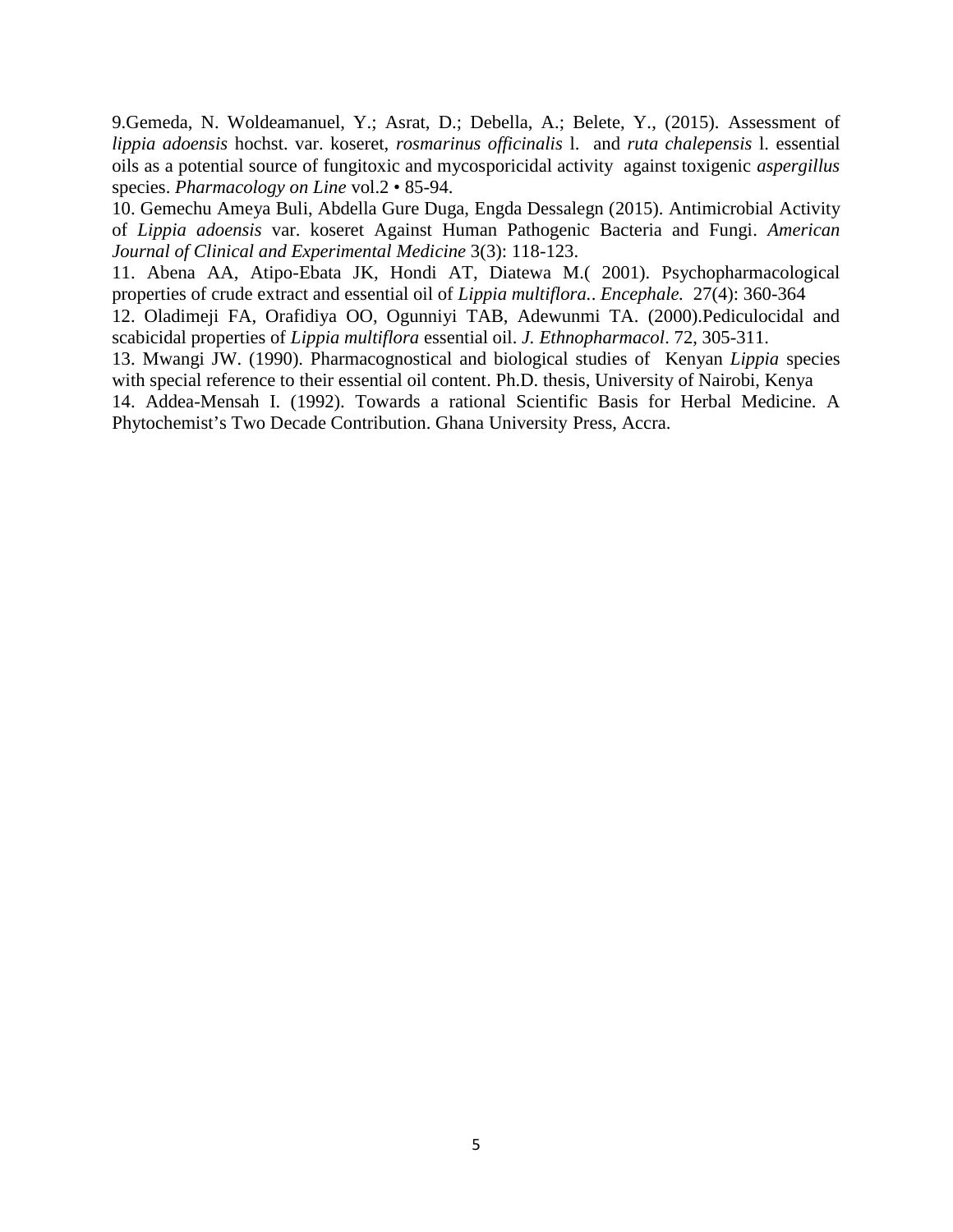9.Gemeda, N. Woldeamanuel, Y.; Asrat, D.; Debella, A.; Belete, Y., (2015). Assessment of *lippia adoensis* hochst. var. koseret, *rosmarinus officinalis* l. and *ruta chalepensis* l. essential oils as a potential source of fungitoxic and mycosporicidal activity against toxigenic *aspergillus* species. *Pharmacology on Line* vol.2 • 85-94.

10. Gemechu Ameya Buli, Abdella Gure Duga, Engda Dessalegn (2015). Antimicrobial Activity of *Lippia adoensis* var. koseret Against Human Pathogenic Bacteria and Fungi. *American Journal of Clinical and Experimental Medicine* 3(3): 118-123.

11. Abena AA, Atipo-Ebata JK, Hondi AT, Diatewa M.( 2001). Psychopharmacological properties of crude extract and essential oil of *Lippia multiflora*.. *Encephale.* 27(4): 360-364

12. Oladimeji FA, Orafidiya OO, Ogunniyi TAB, Adewunmi TA. (2000).Pediculocidal and scabicidal properties of *Lippia multiflora* essential oil. *J. Ethnopharmacol*. 72, 305-311.

13. Mwangi JW. (1990). Pharmacognostical and biological studies of Kenyan *Lippia* species with special reference to their essential oil content. Ph.D. thesis, University of Nairobi, Kenya

14. Addea-Mensah I. (1992). Towards a rational Scientific Basis for Herbal Medicine. A Phytochemist's Two Decade Contribution. Ghana University Press, Accra.